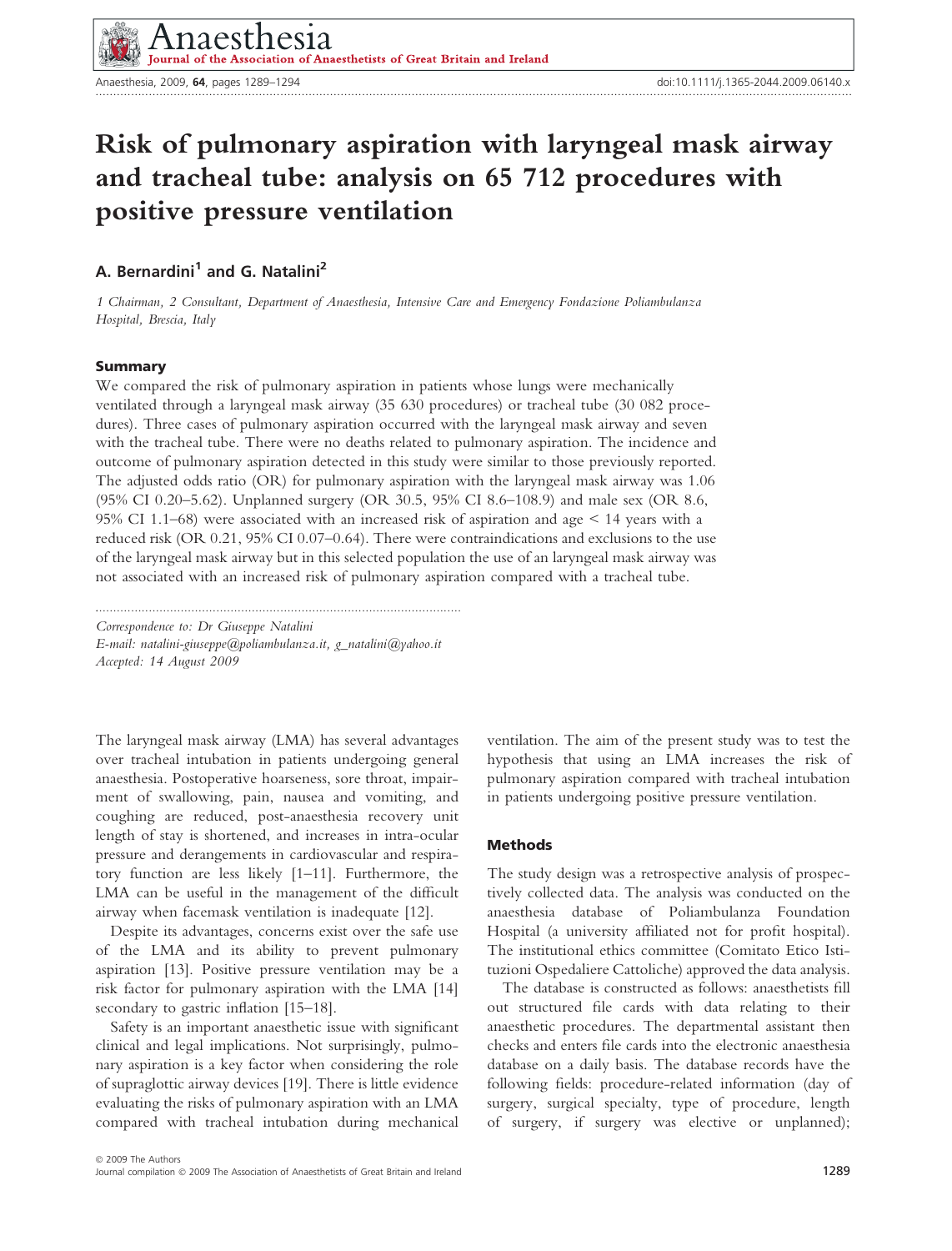# Risk of pulmonary aspiration with laryngeal mask airway and tracheal tube: analysis on 65 712 procedures with positive pressure ventilation

## A. Bernardini[1] and G. Natalini[2]

*1 Chairman, 2 Consultant, Department of Anaesthesia, Intensive Care and Emergency Fondazione Poliambulanza Hospital, Brescia, Italy*

### Summary

We compared the risk of pulmonary aspiration in patients whose lungs were mechanically ventilated through a laryngeal mask airway (35 630 procedures) or tracheal tube (30 082 procedures). Three cases of pulmonary aspiration occurred with the laryngeal mask airway and seven with the tracheal tube. There were no deaths related to pulmonary aspiration. The incidence and outcome of pulmonary aspiration detected in this study were similar to those previously reported. The adjusted odds ratio (OR) for pulmonary aspiration with the laryngeal mask airway was 1.06 (95% CI 0.20–5.62). Unplanned surgery (OR 30.5, 95% CI 8.6–108.9) and male sex (OR 8.6, 95% CI 1.1–68) were associated with an increased risk of aspiration and age < 14 years with a reduced risk (OR 0.21, 95% CI 0.07–0.64). There were contraindications and exclusions to the use of the laryngeal mask airway but in this selected population the use of an laryngeal mask airway was not associated with an increased risk of pulmonary aspiration compared with a tracheal tube.

*Correspondence to: Dr Giuseppe Natalini*
*E-mail: natalini-giuseppe@poliambulanza.it, g_natalini@yahoo.it*
*Accepted: 14 August 2009*

The laryngeal mask airway (LMA) has several advantages over tracheal intubation in patients undergoing general anaesthesia. Postoperative hoarseness, sore throat, impairment of swallowing, pain, nausea and vomiting, and coughing are reduced, post-anaesthesia recovery unit length of stay is shortened, and increases in intra-ocular pressure and derangements in cardiovascular and respiratory function are less likely [1–11]. Furthermore, the LMA can be useful in the management of the difficult airway when facemask ventilation is inadequate [12].

Despite its advantages, concerns exist over the safe use of the LMA and its ability to prevent pulmonary aspiration [13]. Positive pressure ventilation may be a risk factor for pulmonary aspiration with the LMA [14] secondary to gastric inflation [15–18].

Safety is an important anaesthetic issue with significant clinical and legal implications. Not surprisingly, pulmonary aspiration is a key factor when considering the role of supraglottic airway devices [19]. There is little evidence evaluating the risks of pulmonary aspiration with an LMA compared with tracheal intubation during mechanical ventilation. The aim of the present study was to test the hypothesis that using an LMA increases the risk of pulmonary aspiration compared with tracheal intubation in patients undergoing positive pressure ventilation.

### Methods

The study design was a retrospective analysis of prospectively collected data. The analysis was conducted on the anaesthesia database of Poliambulanza Foundation Hospital (a university affiliated not for profit hospital). The institutional ethics committee (Comitato Etico Istituzioni Ospedaliere Cattoliche) approved the data analysis.

The database is constructed as follows: anaesthetists fill out structured file cards with data relating to their anaesthetic procedures. The departmental assistant then checks and enters file cards into the electronic anaesthesia database on a daily basis. The database records have the following fields: procedure-related information (day of surgery, surgical specialty, type of procedure, length of surgery, if surgery was elective or unplanned);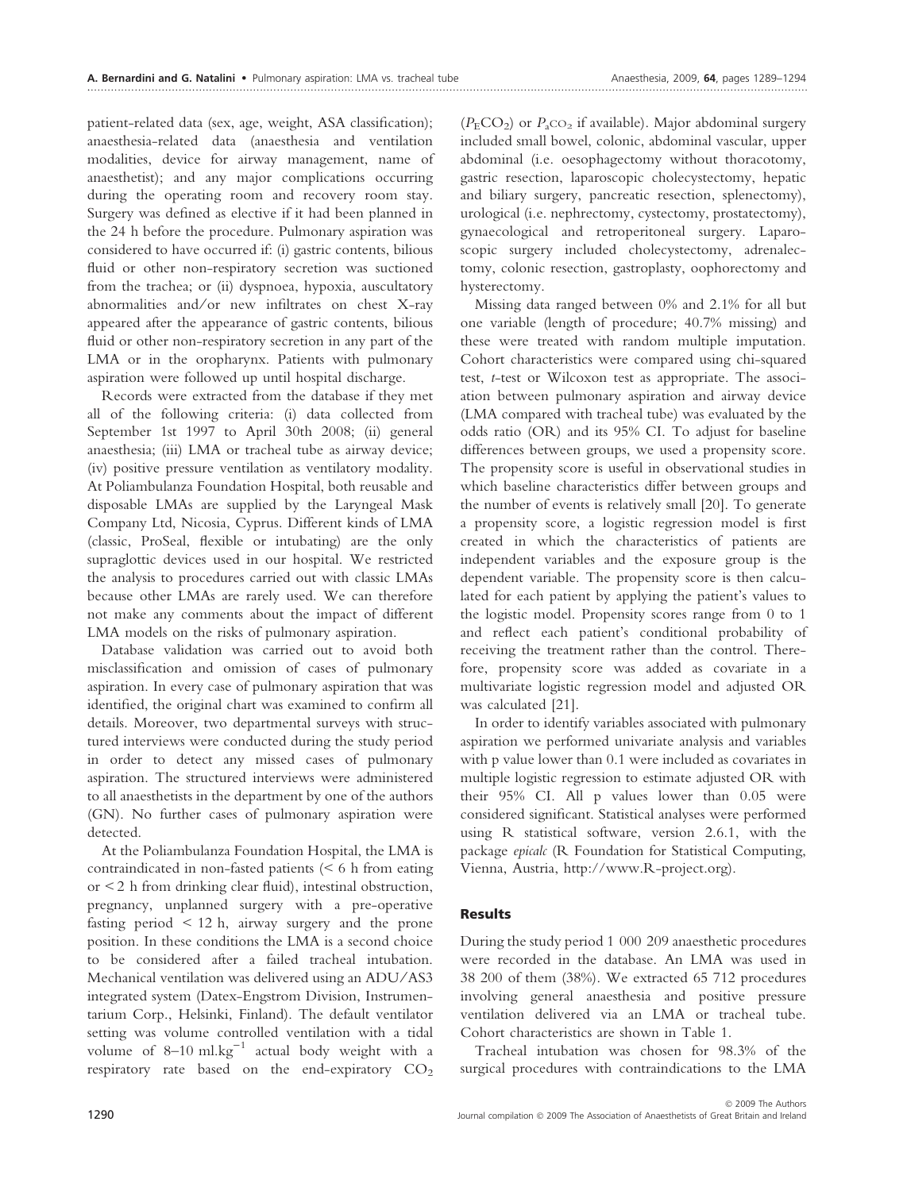patient-related data (sex, age, weight, ASA classification); anaesthesia-related data (anaesthesia and ventilation modalities, device for airway management, name of anaesthetist); and any major complications occurring during the operating room and recovery room stay. Surgery was defined as elective if it had been planned in the 24 h before the procedure. Pulmonary aspiration was considered to have occurred if: (i) gastric contents, bilious fluid or other non-respiratory secretion was suctioned from the trachea; or (ii) dyspnoea, hypoxia, auscultatory abnormalities and/or new infiltrates on chest X-ray appeared after the appearance of gastric contents, bilious fluid or other non-respiratory secretion in any part of the LMA or in the oropharynx. Patients with pulmonary aspiration were followed up until hospital discharge.

Records were extracted from the database if they met all of the following criteria: (i) data collected from September 1st 1997 to April 30th 2008; (ii) general anaesthesia; (iii) LMA or tracheal tube as airway device; (iv) positive pressure ventilation as ventilatory modality. At Poliambulanza Foundation Hospital, both reusable and disposable LMAs are supplied by the Laryngeal Mask Company Ltd, Nicosia, Cyprus. Different kinds of LMA (classic, ProSeal, flexible or intubating) are the only supraglottic devices used in our hospital. We restricted the analysis to procedures carried out with classic LMAs because other LMAs are rarely used. We can therefore not make any comments about the impact of different LMA models on the risks of pulmonary aspiration.

Database validation was carried out to avoid both misclassification and omission of cases of pulmonary aspiration. In every case of pulmonary aspiration that was identified, the original chart was examined to confirm all details. Moreover, two departmental surveys with structured interviews were conducted during the study period in order to detect any missed cases of pulmonary aspiration. The structured interviews were administered to all anaesthetists in the department by one of the authors (GN). No further cases of pulmonary aspiration were detected.

At the Poliambulanza Foundation Hospital, the LMA is contraindicated in non-fasted patients (< 6 h from eating or < 2 h from drinking clear fluid), intestinal obstruction, pregnancy, unplanned surgery with a pre-operative fasting period < 12 h, airway surgery and the prone position. In these conditions the LMA is a second choice to be considered after a failed tracheal intubation. Mechanical ventilation was delivered using an ADU/AS3 integrated system (Datex-Engstrom Division, Instrumentarium Corp., Helsinki, Finland). The default ventilator setting was volume controlled ventilation with a tidal volume of 8–10 $ml.kg^{-1}$ actual body weight with a respiratory rate based on the end-expiratory $CO_2$ ($P_ECO_2$) or $P_aCO_2$ if available). Major abdominal surgery included small bowel, colonic, abdominal vascular, upper abdominal (i.e. oesophagectomy without thoracotomy, gastric resection, laparoscopic cholecystectomy, hepatic and biliary surgery, pancreatic resection, splenectomy), urological (i.e. nephrectomy, cystectomy, prostatectomy), gynaecological and retroperitoneal surgery. Laparoscopic surgery included cholecystectomy, adrenalectomy, colonic resection, gastroplasty, oophorectomy and hysterectomy.

Missing data ranged between 0% and 2.1% for all but one variable (length of procedure; 40.7% missing) and these were treated with random multiple imputation. Cohort characteristics were compared using chi-squared test, *t*-test or Wilcoxon test as appropriate. The association between pulmonary aspiration and airway device (LMA compared with tracheal tube) was evaluated by the odds ratio (OR) and its 95% CI. To adjust for baseline differences between groups, we used a propensity score. The propensity score is useful in observational studies in which baseline characteristics differ between groups and the number of events is relatively small [20]. To generate a propensity score, a logistic regression model is first created in which the characteristics of patients are independent variables and the exposure group is the dependent variable. The propensity score is then calculated for each patient by applying the patient's values to the logistic model. Propensity scores range from 0 to 1 and reflect each patient's conditional probability of receiving the treatment rather than the control. Therefore, propensity score was added as covariate in a multivariate logistic regression model and adjusted OR was calculated [21].

In order to identify variables associated with pulmonary aspiration we performed univariate analysis and variables with p value lower than 0.1 were included as covariates in multiple logistic regression to estimate adjusted OR with their 95% CI. All p values lower than 0.05 were considered significant. Statistical analyses were performed using R statistical software, version 2.6.1, with the package *epicalc* (R Foundation for Statistical Computing, Vienna, Austria, http://www.R-project.org).

## Results

During the study period 1 000 209 anaesthetic procedures were recorded in the database. An LMA was used in 38 200 of them (38%). We extracted 65 712 procedures involving general anaesthesia and positive pressure ventilation delivered via an LMA or tracheal tube. Cohort characteristics are shown in Table 1.

Tracheal intubation was chosen for 98.3% of the surgical procedures with contraindications to the LMA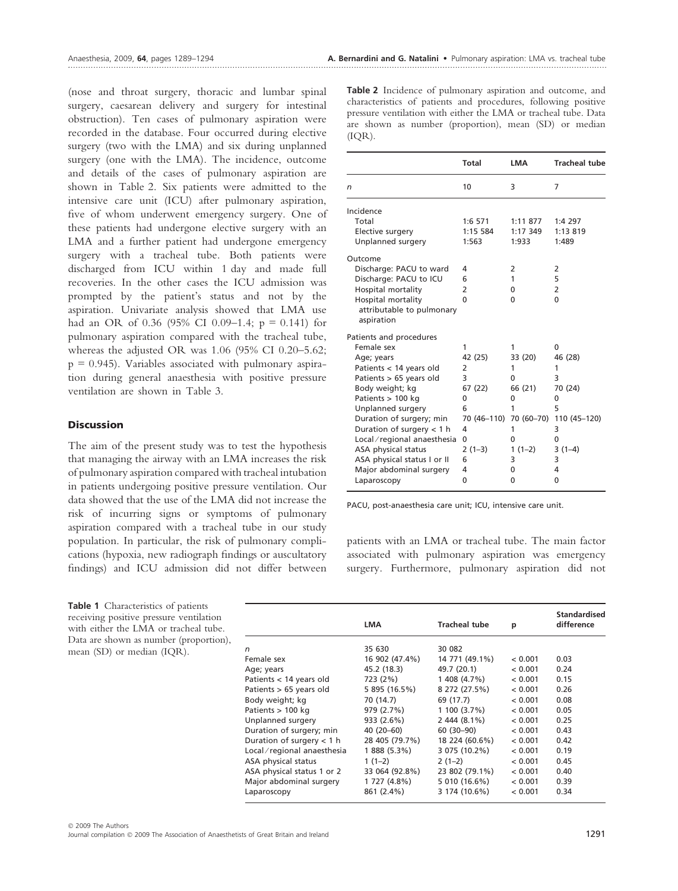(nose and throat surgery, thoracic and lumbar spinal surgery, caesarean delivery and surgery for intestinal obstruction). Ten cases of pulmonary aspiration were recorded in the database. Four occurred during elective surgery (two with the LMA) and six during unplanned surgery (one with the LMA). The incidence, outcome and details of the cases of pulmonary aspiration are shown in Table 2. Six patients were admitted to the intensive care unit (ICU) after pulmonary aspiration, five of whom underwent emergency surgery. One of these patients had undergone elective surgery with an LMA and a further patient had undergone emergency surgery with a tracheal tube. Both patients were discharged from ICU within 1 day and made full recoveries. In the other cases the ICU admission was prompted by the patient's status and not by the aspiration. Univariate analysis showed that LMA use had an OR of 0.36 (95% CI 0.09–1.4; p = 0.141) for pulmonary aspiration compared with the tracheal tube, whereas the adjusted OR was 1.06 (95% CI 0.20–5.62; p = 0.945). Variables associated with pulmonary aspiration during general anaesthesia with positive pressure ventilation are shown in Table 3.

## Discussion

The aim of the present study was to test the hypothesis that managing the airway with an LMA increases the risk of pulmonary aspiration compared with tracheal intubation in patients undergoing positive pressure ventilation. Our data showed that the use of the LMA did not increase the risk of incurring signs or symptoms of pulmonary aspiration compared with a tracheal tube in our study population. In particular, the risk of pulmonary complications (hypoxia, new radiograph findings or auscultatory findings) and ICU admission did not differ between patients with an LMA or tracheal tube. The main factor associated with pulmonary aspiration was emergency surgery. Furthermore, pulmonary aspiration did not

**Table 2** Incidence of pulmonary aspiration and outcome, and characteristics of patients and procedures, following positive pressure ventilation with either the LMA or tracheal tube. Data are shown as number (proportion), mean (SD) or median (IQR).

| | Total | LMA | Tracheal tube |
|---|---|---|---|
| *n* | 10 | 3 | 7 |
| Incidence | | | |
| Total | 1:6 571 | 1:11 877 | 1:4 297 |
| Elective surgery | 1:15 584 | 1:17 349 | 1:13 819 |
| Unplanned surgery | 1:563 | 1:933 | 1:489 |
| Outcome | | | |
| Discharge: PACU to ward | 4 | 2 | 2 |
| Discharge: PACU to ICU | 6 | 1 | 5 |
| Hospital mortality | 2 | 0 | 2 |
| Hospital mortality attributable to pulmonary aspiration | 0 | 0 | 0 |
| Patients and procedures | | | |
| Female sex | 1 | 1 | 0 |
| Age; years | 42 (25) | 33 (20) | 46 (28) |
| Patients < 14 years old | 2 | 1 | 1 |
| Patients > 65 years old | 3 | 0 | 3 |
| Body weight; kg | 67 (22) | 66 (21) | 70 (24) |
| Patients > 100 kg | 0 | 0 | 0 |
| Unplanned surgery | 6 | 1 | 5 |
| Duration of surgery; min | 70 (46–110) | 70 (60–70) | 110 (45–120) |
| Duration of surgery < 1 h | 4 | 1 | 3 |
| Local/regional anaesthesia | 0 | 0 | 0 |
| ASA physical status | 2 (1–3) | 1 (1–2) | 3 (1–4) |
| ASA physical status I or II | 6 | 3 | 3 |
| Major abdominal surgery | 4 | 0 | 4 |
| Laparoscopy | 0 | 0 | 0 |

PACU, post-anaesthesia care unit; ICU, intensive care unit.

**Table 1** Characteristics of patients receiving positive pressure ventilation with either the LMA or tracheal tube. Data are shown as number (proportion), mean (SD) or median (IQR).

| | LMA | Tracheal tube | p | Standardised difference |
|---|---|---|---|---|
| *n* | 35 630 | 30 082 | | |
| Female sex | 16 902 (47.4%) | 14 771 (49.1%) | < 0.001 | 0.03 |
| Age; years | 45.2 (18.3) | 49.7 (20.1) | < 0.001 | 0.24 |
| Patients < 14 years old | 723 (2%) | 1 408 (4.7%) | < 0.001 | 0.15 |
| Patients > 65 years old | 5 895 (16.5%) | 8 272 (27.5%) | < 0.001 | 0.26 |
| Body weight; kg | 70 (14.7) | 69 (17.7) | < 0.001 | 0.08 |
| Patients > 100 kg | 979 (2.7%) | 1 100 (3.7%) | < 0.001 | 0.05 |
| Unplanned surgery | 933 (2.6%) | 2 444 (8.1%) | < 0.001 | 0.25 |
| Duration of surgery; min | 40 (20–60) | 60 (30–90) | < 0.001 | 0.43 |
| Duration of surgery < 1 h | 28 405 (79.7%) | 18 224 (60.6%) | < 0.001 | 0.42 |
| Local/regional anaesthesia | 1 888 (5.3%) | 3 075 (10.2%) | < 0.001 | 0.19 |
| ASA physical status | 1 (1–2) | 2 (1–2) | < 0.001 | 0.45 |
| ASA physical status 1 or 2 | 33 064 (92.8%) | 23 802 (79.1%) | < 0.001 | 0.40 |
| Major abdominal surgery | 1 727 (4.8%) | 5 010 (16.6%) | < 0.001 | 0.39 |
| Laparoscopy | 861 (2.4%) | 3 174 (10.6%) | < 0.001 | 0.34 |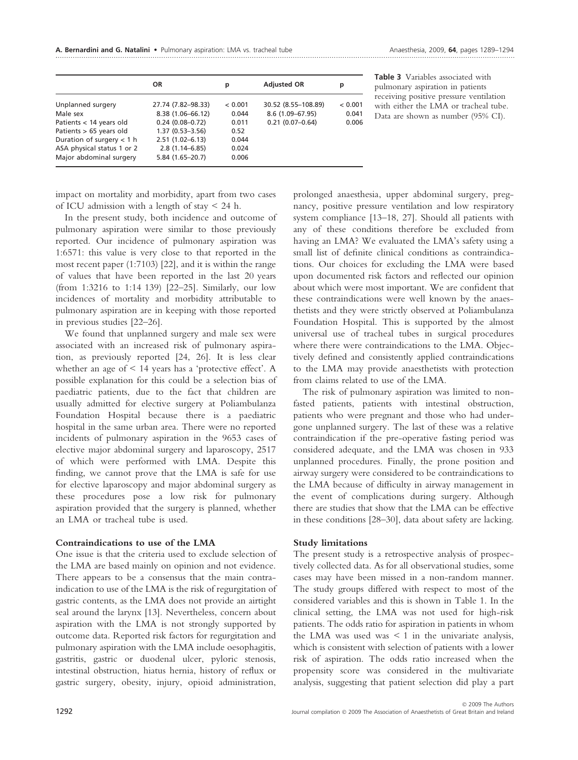|  | OR | p | Adjusted OR | p |
|---|---|---|---|---|
| Unplanned surgery | 27.74 (7.82–98.33) | < 0.001 | 30.52 (8.55–108.89) | < 0.001 |
| Male sex | 8.38 (1.06–66.12) | 0.044 | 8.6 (1.09–67.95) | 0.041 |
| Patients < 14 years old | 0.24 (0.08–0.72) | 0.011 | 0.21 (0.07–0.64) | 0.006 |
| Patients > 65 years old | 1.37 (0.53–3.56) | 0.52 |  |  |
| Duration of surgery < 1 h | 2.51 (1.02–6.13) | 0.044 |  |  |
| ASA physical status 1 or 2 | 2.8 (1.14–6.85) | 0.024 |  |  |
| Major abdominal surgery | 5.84 (1.65–20.7) | 0.006 |  |  |

**Table 3** Variables associated with pulmonary aspiration in patients receiving positive pressure ventilation with either the LMA or tracheal tube. Data are shown as number (95% CI).

impact on mortality and morbidity, apart from two cases of ICU admission with a length of stay < 24 h.

In the present study, both incidence and outcome of pulmonary aspiration were similar to those previously reported. Our incidence of pulmonary aspiration was 1:6571: this value is very close to that reported in the most recent paper (1:7103) [22], and it is within the range of values that have been reported in the last 20 years (from 1:3216 to 1:14 139) [22–25]. Similarly, our low incidences of mortality and morbidity attributable to pulmonary aspiration are in keeping with those reported in previous studies [22–26].

We found that unplanned surgery and male sex were associated with an increased risk of pulmonary aspiration, as previously reported [24, 26]. It is less clear whether an age of < 14 years has a 'protective effect'. A possible explanation for this could be a selection bias of paediatric patients, due to the fact that children are usually admitted for elective surgery at Poliambulanza Foundation Hospital because there is a paediatric hospital in the same urban area. There were no reported incidents of pulmonary aspiration in the 9653 cases of elective major abdominal surgery and laparoscopy, 2517 of which were performed with LMA. Despite this finding, we cannot prove that the LMA is safe for use for elective laparoscopy and major abdominal surgery as these procedures pose a low risk for pulmonary aspiration provided that the surgery is planned, whether an LMA or tracheal tube is used.

### Contraindications to use of the LMA

One issue is that the criteria used to exclude selection of the LMA are based mainly on opinion and not evidence. There appears to be a consensus that the main contraindication to use of the LMA is the risk of regurgitation of gastric contents, as the LMA does not provide an airtight seal around the larynx [13]. Nevertheless, concern about aspiration with the LMA is not strongly supported by outcome data. Reported risk factors for regurgitation and pulmonary aspiration with the LMA include oesophagitis, gastritis, gastric or duodenal ulcer, pyloric stenosis, intestinal obstruction, hiatus hernia, history of reflux or gastric surgery, obesity, injury, opioid administration, prolonged anaesthesia, upper abdominal surgery, pregnancy, positive pressure ventilation and low respiratory system compliance [13–18, 27]. Should all patients with any of these conditions therefore be excluded from having an LMA? We evaluated the LMA's safety using a small list of definite clinical conditions as contraindications. Our choices for excluding the LMA were based upon documented risk factors and reflected our opinion about which were most important. We are confident that these contraindications were well known by the anaesthetists and they were strictly observed at Poliambulanza Foundation Hospital. This is supported by the almost universal use of tracheal tubes in surgical procedures where there were contraindications to the LMA. Objectively defined and consistently applied contraindications to the LMA may provide anaesthetists with protection from claims related to use of the LMA.

The risk of pulmonary aspiration was limited to non-fasted patients, patients with intestinal obstruction, patients who were pregnant and those who had undergone unplanned surgery. The last of these was a relative contraindication if the pre-operative fasting period was considered adequate, and the LMA was chosen in 933 unplanned procedures. Finally, the prone position and airway surgery were considered to be contraindications to the LMA because of difficulty in airway management in the event of complications during surgery. Although there are studies that show that the LMA can be effective in these conditions [28–30], data about safety are lacking.

### Study limitations

The present study is a retrospective analysis of prospectively collected data. As for all observational studies, some cases may have been missed in a non-random manner. The study groups differed with respect to most of the considered variables and this is shown in Table 1. In the clinical setting, the LMA was not used for high-risk patients. The odds ratio for aspiration in patients in whom the LMA was used was < 1 in the univariate analysis, which is consistent with selection of patients with a lower risk of aspiration. The odds ratio increased when the propensity score was considered in the multivariate analysis, suggesting that patient selection did play a part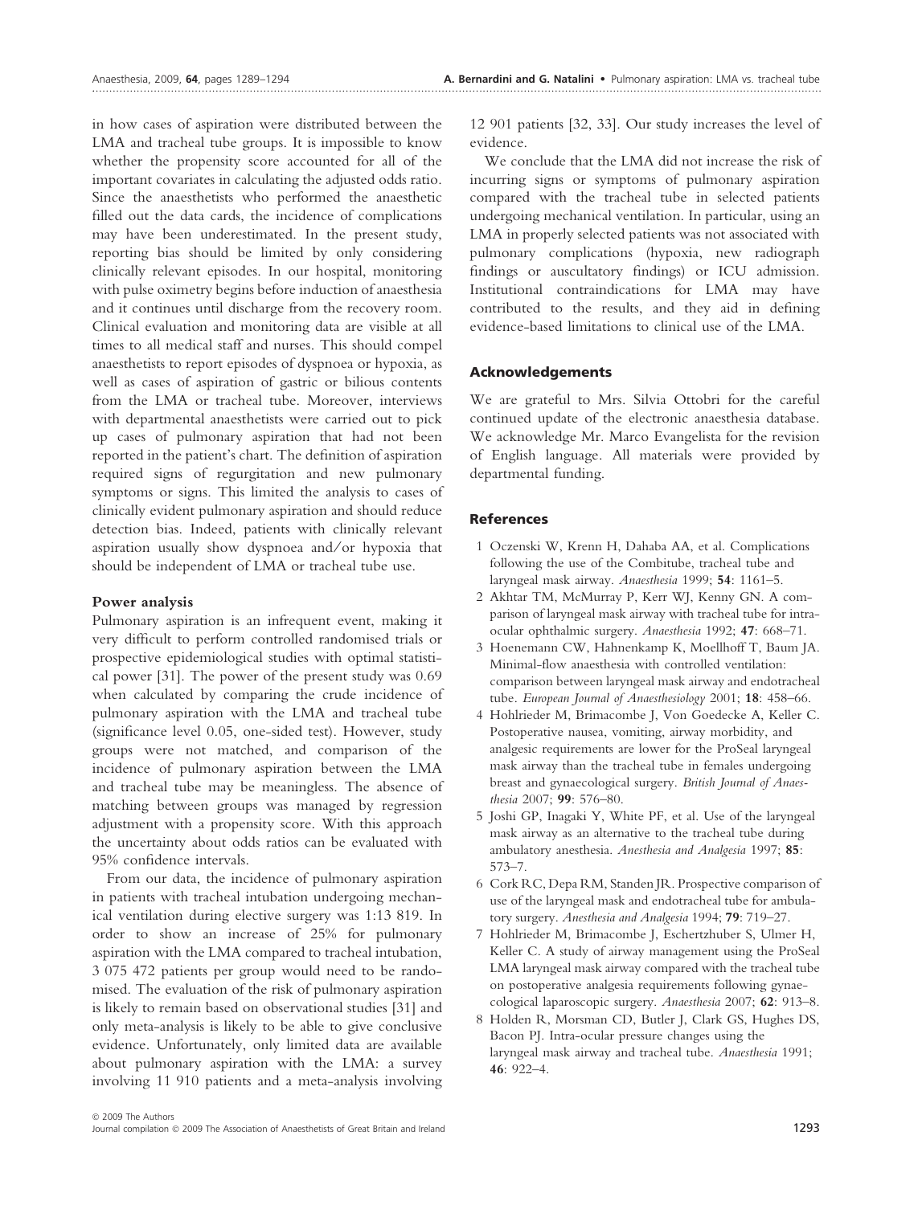in how cases of aspiration were distributed between the LMA and tracheal tube groups. It is impossible to know whether the propensity score accounted for all of the important covariates in calculating the adjusted odds ratio. Since the anaesthetists who performed the anaesthetic filled out the data cards, the incidence of complications may have been underestimated. In the present study, reporting bias should be limited by only considering clinically relevant episodes. In our hospital, monitoring with pulse oximetry begins before induction of anaesthesia and it continues until discharge from the recovery room. Clinical evaluation and monitoring data are visible at all times to all medical staff and nurses. This should compel anaesthetists to report episodes of dyspnoea or hypoxia, as well as cases of aspiration of gastric or bilious contents from the LMA or tracheal tube. Moreover, interviews with departmental anaesthetists were carried out to pick up cases of pulmonary aspiration that had not been reported in the patient's chart. The definition of aspiration required signs of regurgitation and new pulmonary symptoms or signs. This limited the analysis to cases of clinically evident pulmonary aspiration and should reduce detection bias. Indeed, patients with clinically relevant aspiration usually show dyspnoea and/or hypoxia that should be independent of LMA or tracheal tube use.

#### Power analysis

Pulmonary aspiration is an infrequent event, making it very difficult to perform controlled randomised trials or prospective epidemiological studies with optimal statistical power [31]. The power of the present study was 0.69 when calculated by comparing the crude incidence of pulmonary aspiration with the LMA and tracheal tube (significance level 0.05, one-sided test). However, study groups were not matched, and comparison of the incidence of pulmonary aspiration between the LMA and tracheal tube may be meaningless. The absence of matching between groups was managed by regression adjustment with a propensity score. With this approach the uncertainty about odds ratios can be evaluated with 95% confidence intervals.

From our data, the incidence of pulmonary aspiration in patients with tracheal intubation undergoing mechanical ventilation during elective surgery was 1:13 819. In order to show an increase of 25% for pulmonary aspiration with the LMA compared to tracheal intubation, 3 075 472 patients per group would need to be randomised. The evaluation of the risk of pulmonary aspiration is likely to remain based on observational studies [31] and only meta-analysis is likely to be able to give conclusive evidence. Unfortunately, only limited data are available about pulmonary aspiration with the LMA: a survey involving 11 910 patients and a meta-analysis involving 12 901 patients [32, 33]. Our study increases the level of evidence.

We conclude that the LMA did not increase the risk of incurring signs or symptoms of pulmonary aspiration compared with the tracheal tube in selected patients undergoing mechanical ventilation. In particular, using an LMA in properly selected patients was not associated with pulmonary complications (hypoxia, new radiograph findings or auscultatory findings) or ICU admission. Institutional contraindications for LMA may have contributed to the results, and they aid in defining evidence-based limitations to clinical use of the LMA.

### Acknowledgements

We are grateful to Mrs. Silvia Ottobri for the careful continued update of the electronic anaesthesia database. We acknowledge Mr. Marco Evangelista for the revision of English language. All materials were provided by departmental funding.

### References

1 Oczenski W, Krenn H, Dahaba AA, et al. Complications following the use of the Combitube, tracheal tube and laryngeal mask airway. *Anaesthesia* 1999; **54**: 1161–5.

2 Akhtar TM, McMurray P, Kerr WJ, Kenny GN. A comparison of laryngeal mask airway with tracheal tube for intra-ocular ophthalmic surgery. *Anaesthesia* 1992; **47**: 668–71.

3 Hoenemann CW, Hahnenkamp K, Moellhoff T, Baum JA. Minimal-flow anaesthesia with controlled ventilation: comparison between laryngeal mask airway and endotracheal tube. *European Journal of Anaesthesiology* 2001; **18**: 458–66.

4 Hohlrieder M, Brimacombe J, Von Goedecke A, Keller C. Postoperative nausea, vomiting, airway morbidity, and analgesic requirements are lower for the ProSeal laryngeal mask airway than the tracheal tube in females undergoing breast and gynaecological surgery. *British Journal of Anaesthesia* 2007; **99**: 576–80.

5 Joshi GP, Inagaki Y, White PF, et al. Use of the laryngeal mask airway as an alternative to the tracheal tube during ambulatory anesthesia. *Anesthesia and Analgesia* 1997; **85**: 573–7.

6 Cork RC, Depa RM, Standen JR. Prospective comparison of use of the laryngeal mask and endotracheal tube for ambulatory surgery. *Anesthesia and Analgesia* 1994; **79**: 719–27.

7 Hohlrieder M, Brimacombe J, Eschertzhuber S, Ulmer H, Keller C. A study of airway management using the ProSeal LMA laryngeal mask airway compared with the tracheal tube on postoperative analgesia requirements following gynaecological laparoscopic surgery. *Anaesthesia* 2007; **62**: 913–8.

8 Holden R, Morsman CD, Butler J, Clark GS, Hughes DS, Bacon PJ. Intra-ocular pressure changes using the laryngeal mask airway and tracheal tube. *Anaesthesia* 1991; **46**: 922–4.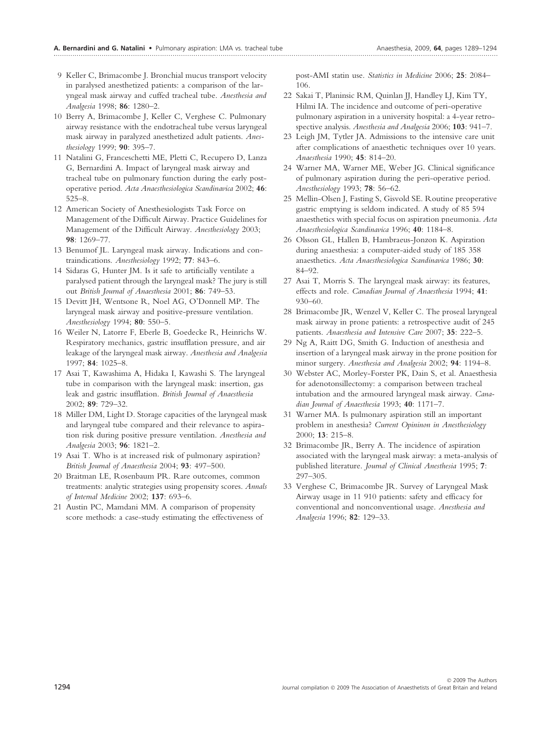9 Keller C, Brimacombe J. Bronchial mucus transport velocity in paralysed anesthetized patients: a comparison of the laryngeal mask airway and cuffed tracheal tube. *Anesthesia and Analgesia* 1998; **86**: 1280–2.

10 Berry A, Brimacombe J, Keller C, Verghese C. Pulmonary airway resistance with the endotracheal tube versus laryngeal mask airway in paralyzed anesthetized adult patients. *Anesthesiology* 1999; **90**: 395–7.

11 Natalini G, Franceschetti ME, Pletti C, Recupero D, Lanza G, Bernardini A. Impact of laryngeal mask airway and tracheal tube on pulmonary function during the early postoperative period. *Acta Anaesthesiologica Scandinavica* 2002; **46**: 525–8.

12 American Society of Anesthesiologists Task Force on Management of the Difficult Airway. Practice Guidelines for Management of the Difficult Airway. *Anesthesiology* 2003; **98**: 1269–77.

13 Benumof JL. Laryngeal mask airway. Indications and contraindications. *Anesthesiology* 1992; **77**: 843–6.

14 Sidaras G, Hunter JM. Is it safe to artificially ventilate a paralysed patient through the laryngeal mask? The jury is still out *British Journal of Anaesthesia* 2001; **86**: 749–53.

15 Devitt JH, Wentsone R, Noel AG, O'Donnell MP. The laryngeal mask airway and positive-pressure ventilation. *Anesthesiology* 1994; **80**: 550–5.

16 Weiler N, Latorre F, Eberle B, Goedecke R, Heinrichs W. Respiratory mechanics, gastric insufflation pressure, and air leakage of the laryngeal mask airway. *Anesthesia and Analgesia* 1997; **84**: 1025–8.

17 Asai T, Kawashima A, Hidaka I, Kawashi S. The laryngeal tube in comparison with the laryngeal mask: insertion, gas leak and gastric insufflation. *British Journal of Anaesthesia* 2002; **89**: 729–32.

18 Miller DM, Light D. Storage capacities of the laryngeal mask and laryngeal tube compared and their relevance to aspiration risk during positive pressure ventilation. *Anesthesia and Analgesia* 2003; **96**: 1821–2.

19 Asai T. Who is at increased risk of pulmonary aspiration? *British Journal of Anaesthesia* 2004; **93**: 497–500.

20 Braitman LE, Rosenbaum PR. Rare outcomes, common treatments: analytic strategies using propensity scores. *Annals of Internal Medicine* 2002; **137**: 693–6.

21 Austin PC, Mamdani MM. A comparison of propensity score methods: a case-study estimating the effectiveness of post-AMI statin use. *Statistics in Medicine* 2006; **25**: 2084–106.

22 Sakai T, Planinsic RM, Quinlan JJ, Handley LJ, Kim TY, Hilmi IA. The incidence and outcome of peri-operative pulmonary aspiration in a university hospital: a 4-year retrospective analysis. *Anesthesia and Analgesia* 2006; **103**: 941–7.

23 Leigh JM, Tytler JA. Admissions to the intensive care unit after complications of anaesthetic techniques over 10 years. *Anaesthesia* 1990; **45**: 814–20.

24 Warner MA, Warner ME, Weber JG. Clinical significance of pulmonary aspiration during the peri-operative period. *Anesthesiology* 1993; **78**: 56–62.

25 Mellin-Olsen J, Fasting S, Gisvold SE. Routine preoperative gastric emptying is seldom indicated. A study of 85 594 anaesthetics with special focus on aspiration pneumonia. *Acta Anaesthesiologica Scandinavica* 1996; **40**: 1184–8.

26 Olsson GL, Hallen B, Hambraeus-Jonzon K. Aspiration during anaesthesia: a computer-aided study of 185 358 anaesthetics. *Acta Anaesthesiologica Scandinavica* 1986; **30**: 84–92.

27 Asai T, Morris S. The laryngeal mask airway: its features, effects and role. *Canadian Journal of Anaesthesia* 1994; **41**: 930–60.

28 Brimacombe JR, Wenzel V, Keller C. The proseal laryngeal mask airway in prone patients: a retrospective audit of 245 patients. *Anaesthesia and Intensive Care* 2007; **35**: 222–5.

29 Ng A, Raitt DG, Smith G. Induction of anesthesia and insertion of a laryngeal mask airway in the prone position for minor surgery. *Anesthesia and Analgesia* 2002; **94**: 1194–8.

30 Webster AC, Morley-Forster PK, Dain S, et al. Anaesthesia for adenotonsillectomy: a comparison between tracheal intubation and the armoured laryngeal mask airway. *Canadian Journal of Anaesthesia* 1993; **40**: 1171–7.

31 Warner MA. Is pulmonary aspiration still an important problem in anesthesia? *Current Opininon in Anesthesiology* 2000; **13**: 215–8.

32 Brimacombe JR, Berry A. The incidence of aspiration associated with the laryngeal mask airway: a meta-analysis of published literature. *Journal of Clinical Anesthesia* 1995; **7**: 297–305.

33 Verghese C, Brimacombe JR. Survey of Laryngeal Mask Airway usage in 11 910 patients: safety and efficacy for conventional and nonconventional usage. *Anesthesia and Analgesia* 1996; **82**: 129–33.